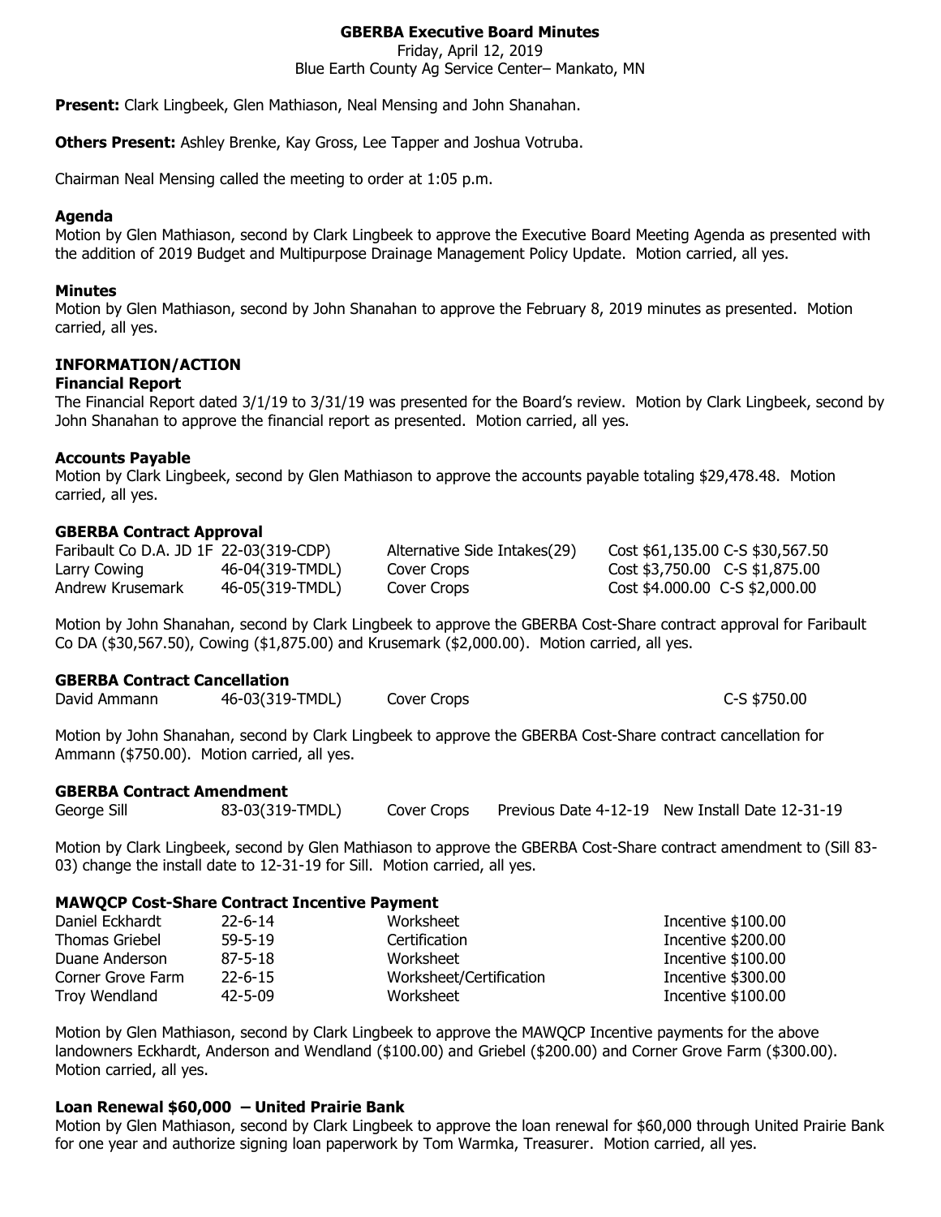# GBERBA Executive Board Minutes

Friday, April 12, 2019
Blue Earth County Ag Service Center– Mankato, MN

**Present:** Clark Lingbeek, Glen Mathiason, Neal Mensing and John Shanahan.

**Others Present:** Ashley Brenke, Kay Gross, Lee Tapper and Joshua Votruba.

Chairman Neal Mensing called the meeting to order at 1:05 p.m.

### Agenda

Motion by Glen Mathiason, second by Clark Lingbeek to approve the Executive Board Meeting Agenda as presented with the addition of 2019 Budget and Multipurpose Drainage Management Policy Update. Motion carried, all yes.

### Minutes

Motion by Glen Mathiason, second by John Shanahan to approve the February 8, 2019 minutes as presented. Motion carried, all yes.

## INFORMATION/ACTION

### Financial Report

The Financial Report dated 3/1/19 to 3/31/19 was presented for the Board's review. Motion by Clark Lingbeek, second by John Shanahan to approve the financial report as presented. Motion carried, all yes.

### Accounts Payable

Motion by Clark Lingbeek, second by Glen Mathiason to approve the accounts payable totaling $29,478.48. Motion carried, all yes.

### GBERBA Contract Approval

| | | | |
|---|---|---|---|
| Faribault Co D.A. JD 1F | 22-03(319-CDP) | Alternative Side Intakes(29) | Cost $61,135.00 C-S $30,567.50 |
| Larry Cowing | 46-04(319-TMDL) | Cover Crops | Cost $3,750.00 C-S $1,875.00 |
| Andrew Krusemark | 46-05(319-TMDL) | Cover Crops | Cost $4.000.00 C-S $2,000.00 |

Motion by John Shanahan, second by Clark Lingbeek to approve the GBERBA Cost-Share contract approval for Faribault Co DA ($30,567.50), Cowing ($1,875.00) and Krusemark ($2,000.00). Motion carried, all yes.

### GBERBA Contract Cancellation

| | | | |
|---|---|---|---|
| David Ammann | 46-03(319-TMDL) | Cover Crops | C-S $750.00 |

Motion by John Shanahan, second by Clark Lingbeek to approve the GBERBA Cost-Share contract cancellation for Ammann ($750.00). Motion carried, all yes.

### GBERBA Contract Amendment

| | | | | |
|---|---|---|---|---|
| George Sill | 83-03(319-TMDL) | Cover Crops | Previous Date 4-12-19 | New Install Date 12-31-19 |

Motion by Clark Lingbeek, second by Glen Mathiason to approve the GBERBA Cost-Share contract amendment to (Sill 83-03) change the install date to 12-31-19 for Sill. Motion carried, all yes.

### MAWQCP Cost-Share Contract Incentive Payment

| | | | |
|---|---|---|---|
| Daniel Eckhardt | 22-6-14 | Worksheet | Incentive $100.00 |
| Thomas Griebel | 59-5-19 | Certification | Incentive $200.00 |
| Duane Anderson | 87-5-18 | Worksheet | Incentive $100.00 |
| Corner Grove Farm | 22-6-15 | Worksheet/Certification | Incentive $300.00 |
| Troy Wendland | 42-5-09 | Worksheet | Incentive $100.00 |

Motion by Glen Mathiason, second by Clark Lingbeek to approve the MAWQCP Incentive payments for the above landowners Eckhardt, Anderson and Wendland ($100.00) and Griebel ($200.00) and Corner Grove Farm ($300.00). Motion carried, all yes.

### Loan Renewal $60,000 – United Prairie Bank

Motion by Glen Mathiason, second by Clark Lingbeek to approve the loan renewal for $60,000 through United Prairie Bank for one year and authorize signing loan paperwork by Tom Warmka, Treasurer. Motion carried, all yes.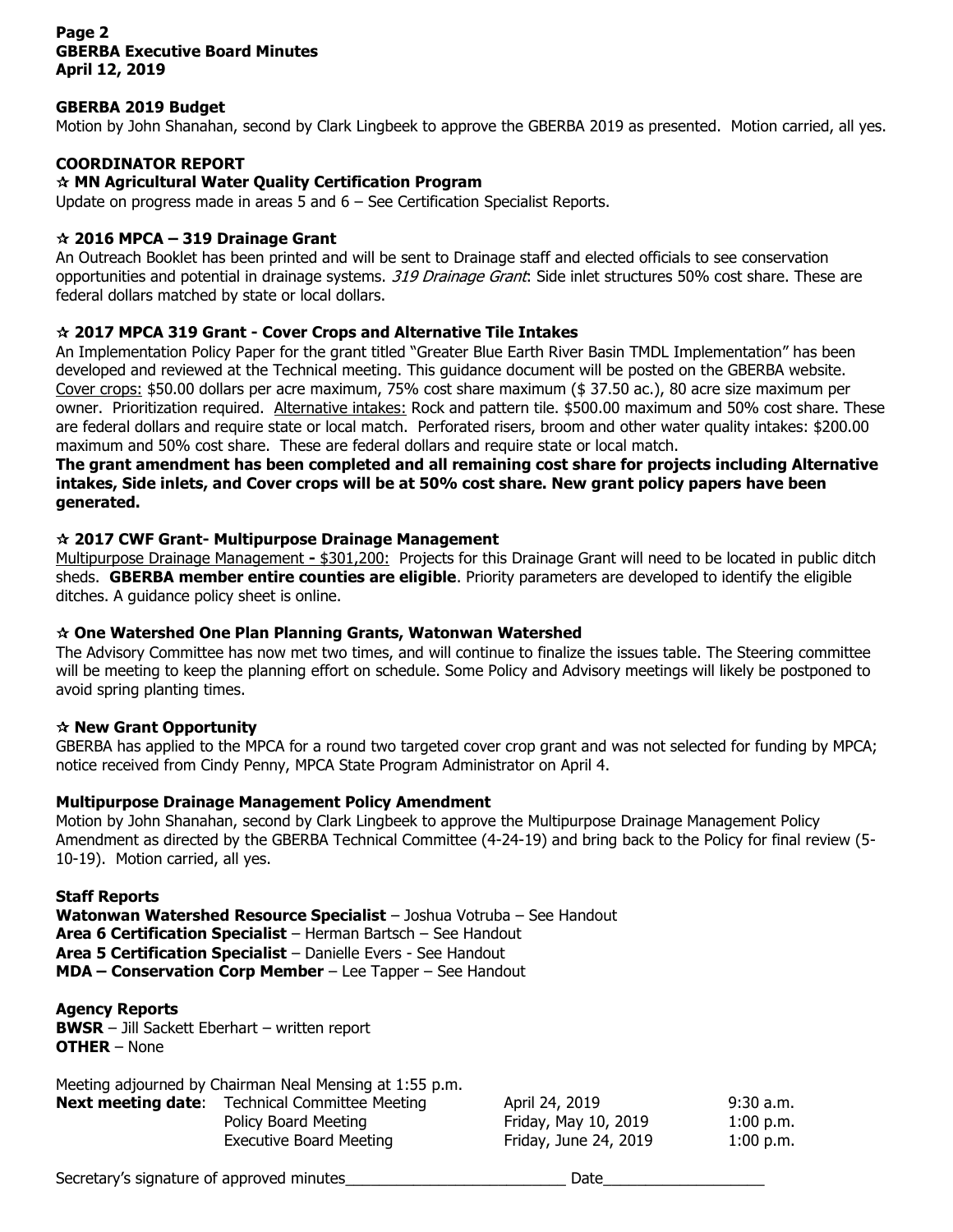### GBERBA 2019 Budget

Motion by John Shanahan, second by Clark Lingbeek to approve the GBERBA 2019 as presented. Motion carried, all yes.

### COORDINATOR REPORT

**☆ MN Agricultural Water Quality Certification Program**

Update on progress made in areas 5 and 6 – See Certification Specialist Reports.

**☆ 2016 MPCA – 319 Drainage Grant**

An Outreach Booklet has been printed and will be sent to Drainage staff and elected officials to see conservation opportunities and potential in drainage systems. *319 Drainage Grant*: Side inlet structures 50% cost share. These are federal dollars matched by state or local dollars.

**☆ 2017 MPCA 319 Grant - Cover Crops and Alternative Tile Intakes**

An Implementation Policy Paper for the grant titled "Greater Blue Earth River Basin TMDL Implementation" has been developed and reviewed at the Technical meeting. This guidance document will be posted on the GBERBA website. Cover crops: $50.00 dollars per acre maximum, 75% cost share maximum ($ 37.50 ac.), 80 acre size maximum per owner. Prioritization required. Alternative intakes: Rock and pattern tile. $500.00 maximum and 50% cost share. These are federal dollars and require state or local match. Perforated risers, broom and other water quality intakes: $200.00 maximum and 50% cost share. These are federal dollars and require state or local match.

**The grant amendment has been completed and all remaining cost share for projects including Alternative intakes, Side inlets, and Cover crops will be at 50% cost share. New grant policy papers have been generated.**

**☆ 2017 CWF Grant- Multipurpose Drainage Management**

Multipurpose Drainage Management **-** $301,200: Projects for this Drainage Grant will need to be located in public ditch sheds. **GBERBA member entire counties are eligible**. Priority parameters are developed to identify the eligible ditches. A guidance policy sheet is online.

**☆ One Watershed One Plan Planning Grants, Watonwan Watershed**

The Advisory Committee has now met two times, and will continue to finalize the issues table. The Steering committee will be meeting to keep the planning effort on schedule. Some Policy and Advisory meetings will likely be postponed to avoid spring planting times.

**☆ New Grant Opportunity**

GBERBA has applied to the MPCA for a round two targeted cover crop grant and was not selected for funding by MPCA; notice received from Cindy Penny, MPCA State Program Administrator on April 4.

### Multipurpose Drainage Management Policy Amendment

Motion by John Shanahan, second by Clark Lingbeek to approve the Multipurpose Drainage Management Policy Amendment as directed by the GBERBA Technical Committee (4-24-19) and bring back to the Policy for final review (5-10-19). Motion carried, all yes.

### Staff Reports

**Watonwan Watershed Resource Specialist** – Joshua Votruba – See Handout
**Area 6 Certification Specialist** – Herman Bartsch – See Handout
**Area 5 Certification Specialist** – Danielle Evers - See Handout
**MDA – Conservation Corp Member** – Lee Tapper – See Handout

### Agency Reports

**BWSR** – Jill Sackett Eberhart – written report
**OTHER** – None

Meeting adjourned by Chairman Neal Mensing at 1:55 p.m.

| | | | |
|---|---|---|---|
| **Next meeting date**: | Technical Committee Meeting | April 24, 2019 | 9:30 a.m. |
| | Policy Board Meeting | Friday, May 10, 2019 | 1:00 p.m. |
| | Executive Board Meeting | Friday, June 24, 2019 | 1:00 p.m. |

Secretary's signature of approved minutes_________________________ Date___________________